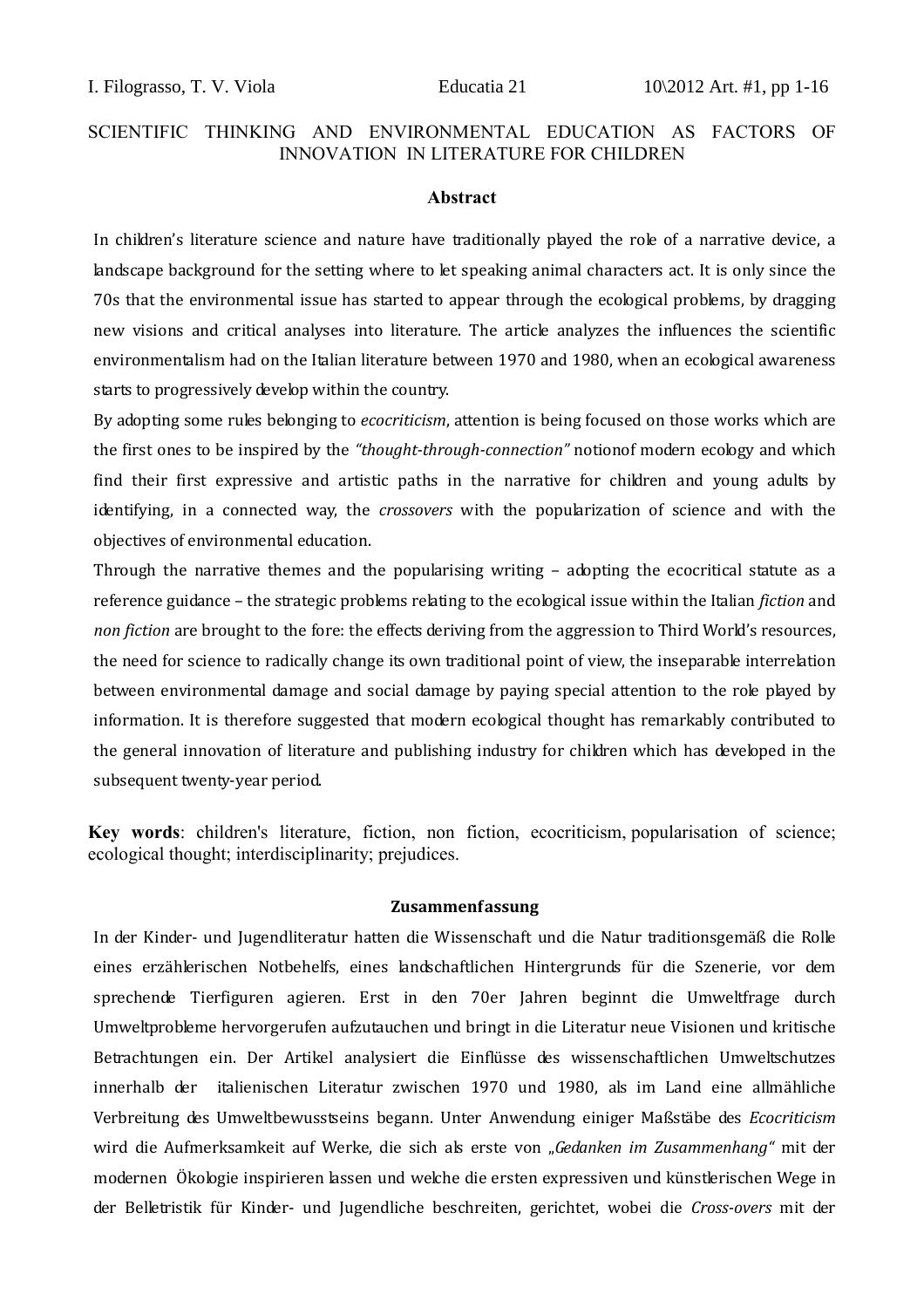SCIENTIFIC THINKING AND ENVIRONMENTAL EDUCATION AS FACTORS OF INNOVATION IN LITERATURE FOR CHILDREN

### Abstract

In children's literature science and nature have traditionally played the role of a narrative device, a landscape background for the setting where to let speaking animal characters act. It is only since the 70s that the environmental issue has started to appear through the ecological problems, by dragging new visions and critical analyses into literature. The article analyzes the influences the scientific environmentalism had on the Italian literature between 1970 and 1980, when an ecological awareness starts to progressively develop within the country.

By adopting some rules belonging to *ecocriticism*, attention is being focused on those works which are the first ones to be inspired by the *"thought-through-connection"* notionof modern ecology and which find their first expressive and artistic paths in the narrative for children and young adults by identifying, in a connected way, the *crossovers* with the popularization of science and with the objectives of environmental education.

Through the narrative themes and the popularising writing – adopting the ecocritical statute as a reference guidance – the strategic problems relating to the ecological issue within the Italian *fiction* and *non fiction* are brought to the fore: the effects deriving from the aggression to Third World's resources, the need for science to radically change its own traditional point of view, the inseparable interrelation between environmental damage and social damage by paying special attention to the role played by information. It is therefore suggested that modern ecological thought has remarkably contributed to the general innovation of literature and publishing industry for children which has developed in the subsequent twenty-year period.

**Key words**: children's literature, fiction, non fiction, ecocriticism, popularisation of science; ecological thought; interdisciplinarity; prejudices.

### Zusammenfassung

In der Kinder- und Jugendliteratur hatten die Wissenschaft und die Natur traditionsgemäß die Rolle eines erzählerischen Notbehelfs, eines landschaftlichen Hintergrunds für die Szenerie, vor dem sprechende Tierfiguren agieren. Erst in den 70er Jahren beginnt die Umweltfrage durch Umweltprobleme hervorgerufen aufzutauchen und bringt in die Literatur neue Visionen und kritische Betrachtungen ein. Der Artikel analysiert die Einflüsse des wissenschaftlichen Umweltschutzes innerhalb der italienischen Literatur zwischen 1970 und 1980, als im Land eine allmähliche Verbreitung des Umweltbewusstseins begann. Unter Anwendung einiger Maßstäbe des *Ecocriticism* wird die Aufmerksamkeit auf Werke, die sich als erste von „*Gedanken im Zusammenhang*" mit der modernen Ökologie inspirieren lassen und welche die ersten expressiven und künstlerischen Wege in der Belletristik für Kinder- und Jugendliche beschreiten, gerichtet, wobei die *Cross-overs* mit der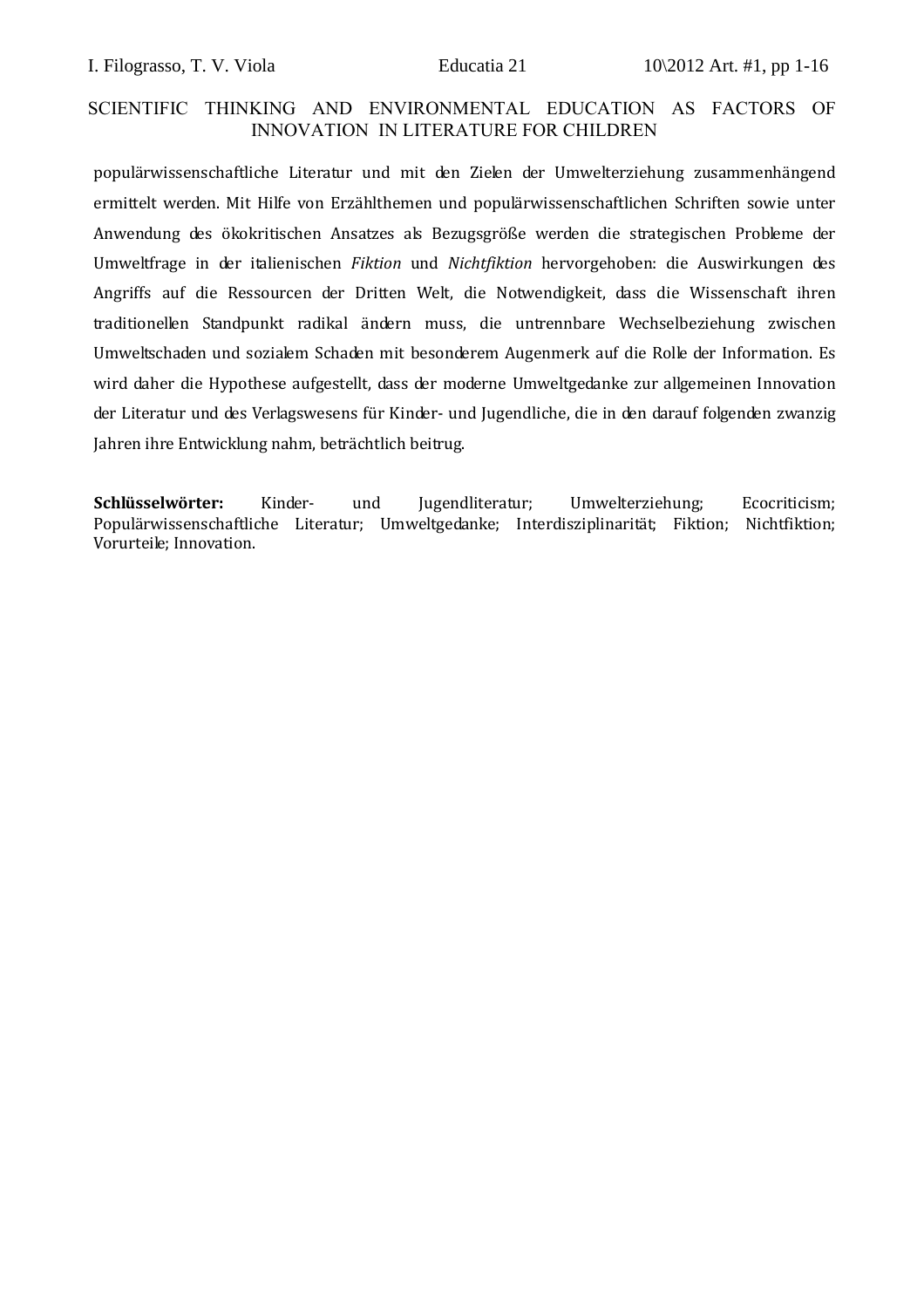populärwissenschaftliche Literatur und mit den Zielen der Umwelterziehung zusammenhängend ermittelt werden. Mit Hilfe von Erzählthemen und populärwissenschaftlichen Schriften sowie unter Anwendung des ökokritischen Ansatzes als Bezugsgröße werden die strategischen Probleme der Umweltfrage in der italienischen *Fiktion* und *Nichtfiktion* hervorgehoben: die Auswirkungen des Angriffs auf die Ressourcen der Dritten Welt, die Notwendigkeit, dass die Wissenschaft ihren traditionellen Standpunkt radikal ändern muss, die untrennbare Wechselbeziehung zwischen Umweltschaden und sozialem Schaden mit besonderem Augenmerk auf die Rolle der Information. Es wird daher die Hypothese aufgestellt, dass der moderne Umweltgedanke zur allgemeinen Innovation der Literatur und des Verlagswesens für Kinder- und Jugendliche, die in den darauf folgenden zwanzig Jahren ihre Entwicklung nahm, beträchtlich beitrug.

**Schlüsselwörter:** Kinder- und Jugendliteratur; Umwelterziehung; Ecocriticism; Populärwissenschaftliche Literatur; Umweltgedanke; Interdisziplinarität; Fiktion; Nichtfiktion; Vorurteile; Innovation.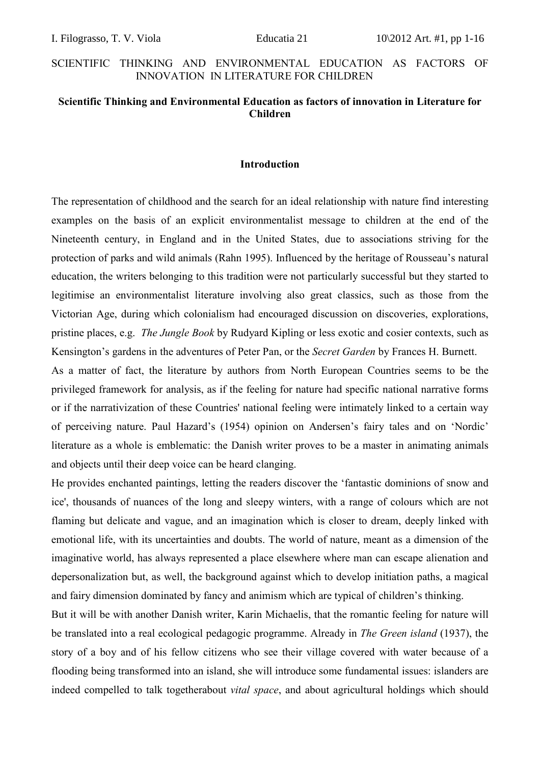SCIENTIFIC THINKING AND ENVIRONMENTAL EDUCATION AS FACTORS OF INNOVATION IN LITERATURE FOR CHILDREN

**Scientific Thinking and Environmental Education as factors of innovation in Literature for Children**

## Introduction

The representation of childhood and the search for an ideal relationship with nature find interesting examples on the basis of an explicit environmentalist message to children at the end of the Nineteenth century, in England and in the United States, due to associations striving for the protection of parks and wild animals (Rahn 1995). Influenced by the heritage of Rousseau's natural education, the writers belonging to this tradition were not particularly successful but they started to legitimise an environmentalist literature involving also great classics, such as those from the Victorian Age, during which colonialism had encouraged discussion on discoveries, explorations, pristine places, e.g. *The Jungle Book* by Rudyard Kipling or less exotic and cosier contexts, such as Kensington's gardens in the adventures of Peter Pan, or the *Secret Garden* by Frances H. Burnett.

As a matter of fact, the literature by authors from North European Countries seems to be the privileged framework for analysis, as if the feeling for nature had specific national narrative forms or if the narrativization of these Countries' national feeling were intimately linked to a certain way of perceiving nature. Paul Hazard's (1954) opinion on Andersen's fairy tales and on 'Nordic' literature as a whole is emblematic: the Danish writer proves to be a master in animating animals and objects until their deep voice can be heard clanging.

He provides enchanted paintings, letting the readers discover the 'fantastic dominions of snow and ice', thousands of nuances of the long and sleepy winters, with a range of colours which are not flaming but delicate and vague, and an imagination which is closer to dream, deeply linked with emotional life, with its uncertainties and doubts. The world of nature, meant as a dimension of the imaginative world, has always represented a place elsewhere where man can escape alienation and depersonalization but, as well, the background against which to develop initiation paths, a magical and fairy dimension dominated by fancy and animism which are typical of children's thinking.

But it will be with another Danish writer, Karin Michaelis, that the romantic feeling for nature will be translated into a real ecological pedagogic programme. Already in *The Green island* (1937), the story of a boy and of his fellow citizens who see their village covered with water because of a flooding being transformed into an island, she will introduce some fundamental issues: islanders are indeed compelled to talk togetherabout *vital space*, and about agricultural holdings which should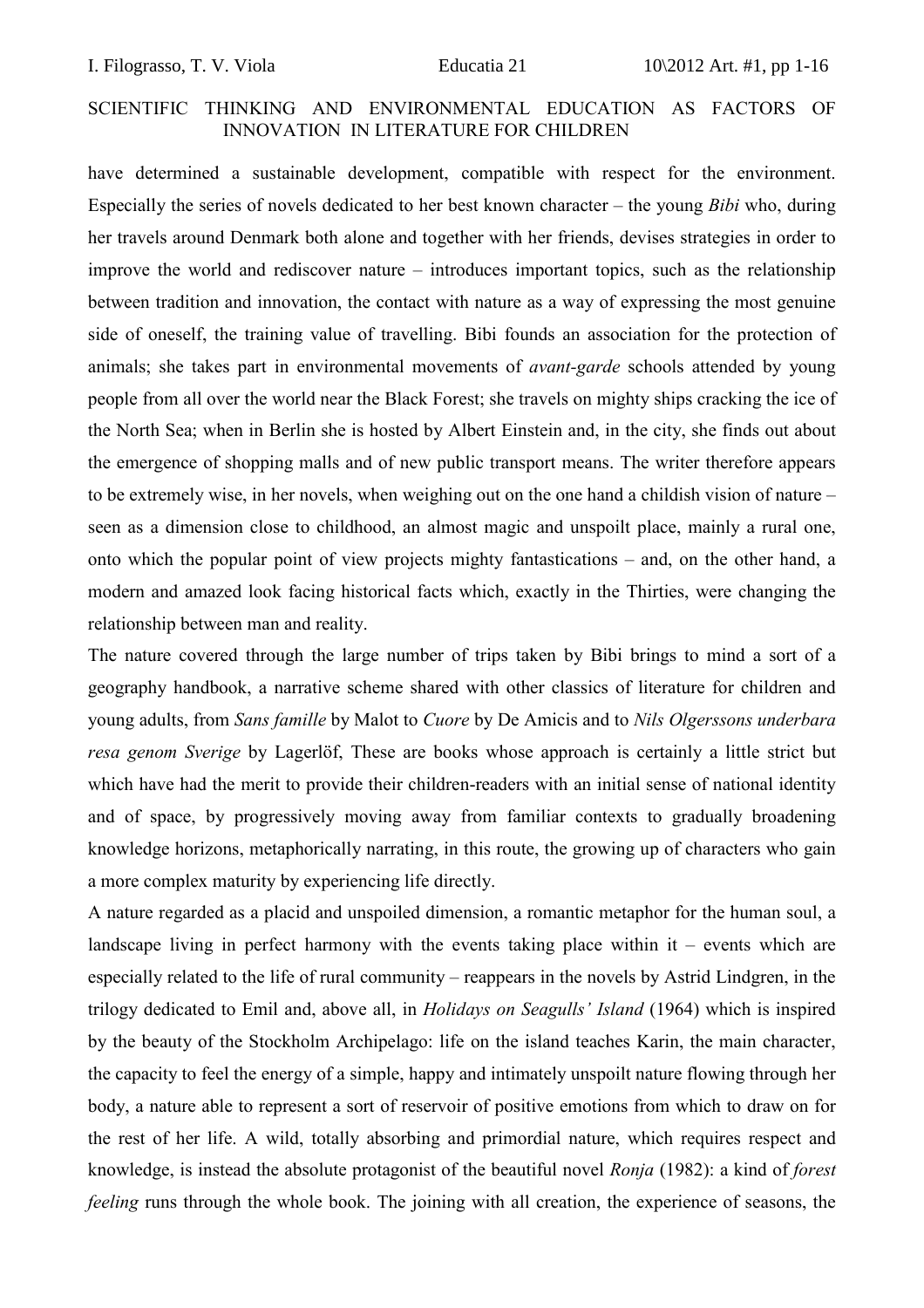have determined a sustainable development, compatible with respect for the environment. Especially the series of novels dedicated to her best known character – the young *Bibi* who, during her travels around Denmark both alone and together with her friends, devises strategies in order to improve the world and rediscover nature – introduces important topics, such as the relationship between tradition and innovation, the contact with nature as a way of expressing the most genuine side of oneself, the training value of travelling. Bibi founds an association for the protection of animals; she takes part in environmental movements of *avant-garde* schools attended by young people from all over the world near the Black Forest; she travels on mighty ships cracking the ice of the North Sea; when in Berlin she is hosted by Albert Einstein and, in the city, she finds out about the emergence of shopping malls and of new public transport means. The writer therefore appears to be extremely wise, in her novels, when weighing out on the one hand a childish vision of nature – seen as a dimension close to childhood, an almost magic and unspoilt place, mainly a rural one, onto which the popular point of view projects mighty fantastications – and, on the other hand, a modern and amazed look facing historical facts which, exactly in the Thirties, were changing the relationship between man and reality.

The nature covered through the large number of trips taken by Bibi brings to mind a sort of a geography handbook, a narrative scheme shared with other classics of literature for children and young adults, from *Sans famille* by Malot to *Cuore* by De Amicis and to *Nils Olgerssons underbara resa genom Sverige* by Lagerlöf, These are books whose approach is certainly a little strict but which have had the merit to provide their children-readers with an initial sense of national identity and of space, by progressively moving away from familiar contexts to gradually broadening knowledge horizons, metaphorically narrating, in this route, the growing up of characters who gain a more complex maturity by experiencing life directly.

A nature regarded as a placid and unspoiled dimension, a romantic metaphor for the human soul, a landscape living in perfect harmony with the events taking place within it – events which are especially related to the life of rural community – reappears in the novels by Astrid Lindgren, in the trilogy dedicated to Emil and, above all, in *Holidays on Seagulls' Island* (1964) which is inspired by the beauty of the Stockholm Archipelago: life on the island teaches Karin, the main character, the capacity to feel the energy of a simple, happy and intimately unspoilt nature flowing through her body, a nature able to represent a sort of reservoir of positive emotions from which to draw on for the rest of her life. A wild, totally absorbing and primordial nature, which requires respect and knowledge, is instead the absolute protagonist of the beautiful novel *Ronja* (1982): a kind of *forest feeling* runs through the whole book. The joining with all creation, the experience of seasons, the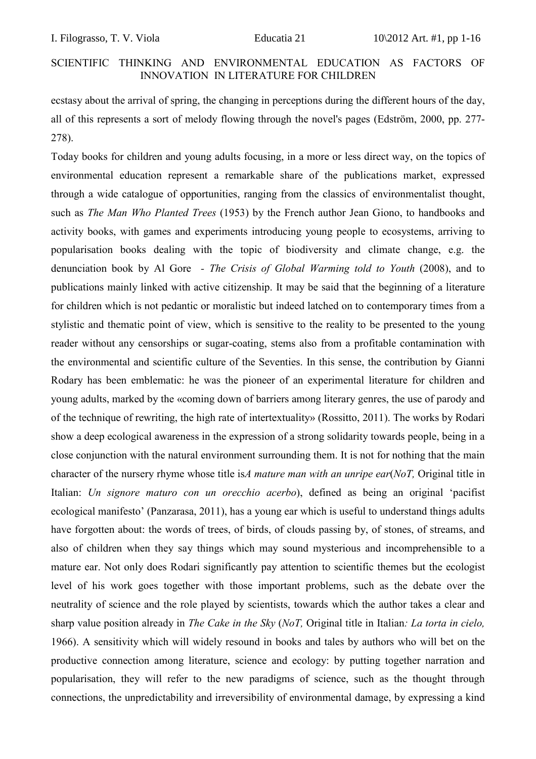ecstasy about the arrival of spring, the changing in perceptions during the different hours of the day, all of this represents a sort of melody flowing through the novel's pages (Edström, 2000, pp. 277-278).

Today books for children and young adults focusing, in a more or less direct way, on the topics of environmental education represent a remarkable share of the publications market, expressed through a wide catalogue of opportunities, ranging from the classics of environmentalist thought, such as *The Man Who Planted Trees* (1953) by the French author Jean Giono, to handbooks and activity books, with games and experiments introducing young people to ecosystems, arriving to popularisation books dealing with the topic of biodiversity and climate change, e.g. the denunciation book by Al Gore - *The Crisis of Global Warming told to Youth* (2008), and to publications mainly linked with active citizenship. It may be said that the beginning of a literature for children which is not pedantic or moralistic but indeed latched on to contemporary times from a stylistic and thematic point of view, which is sensitive to the reality to be presented to the young reader without any censorships or sugar-coating, stems also from a profitable contamination with the environmental and scientific culture of the Seventies. In this sense, the contribution by Gianni Rodary has been emblematic: he was the pioneer of an experimental literature for children and young adults, marked by the «coming down of barriers among literary genres, the use of parody and of the technique of rewriting, the high rate of intertextuality» (Rossitto, 2011). The works by Rodari show a deep ecological awareness in the expression of a strong solidarity towards people, being in a close conjunction with the natural environment surrounding them. It is not for nothing that the main character of the nursery rhyme whose title is*A mature man with an unripe ear*(*NoT,* Original title in Italian: *Un signore maturo con un orecchio acerbo*), defined as being an original 'pacifist ecological manifesto' (Panzarasa, 2011), has a young ear which is useful to understand things adults have forgotten about: the words of trees, of birds, of clouds passing by, of stones, of streams, and also of children when they say things which may sound mysterious and incomprehensible to a mature ear. Not only does Rodari significantly pay attention to scientific themes but the ecologist level of his work goes together with those important problems, such as the debate over the neutrality of science and the role played by scientists, towards which the author takes a clear and sharp value position already in *The Cake in the Sky* (*NoT,* Original title in Italian*: La torta in cielo,* 1966). A sensitivity which will widely resound in books and tales by authors who will bet on the productive connection among literature, science and ecology: by putting together narration and popularisation, they will refer to the new paradigms of science, such as the thought through connections, the unpredictability and irreversibility of environmental damage, by expressing a kind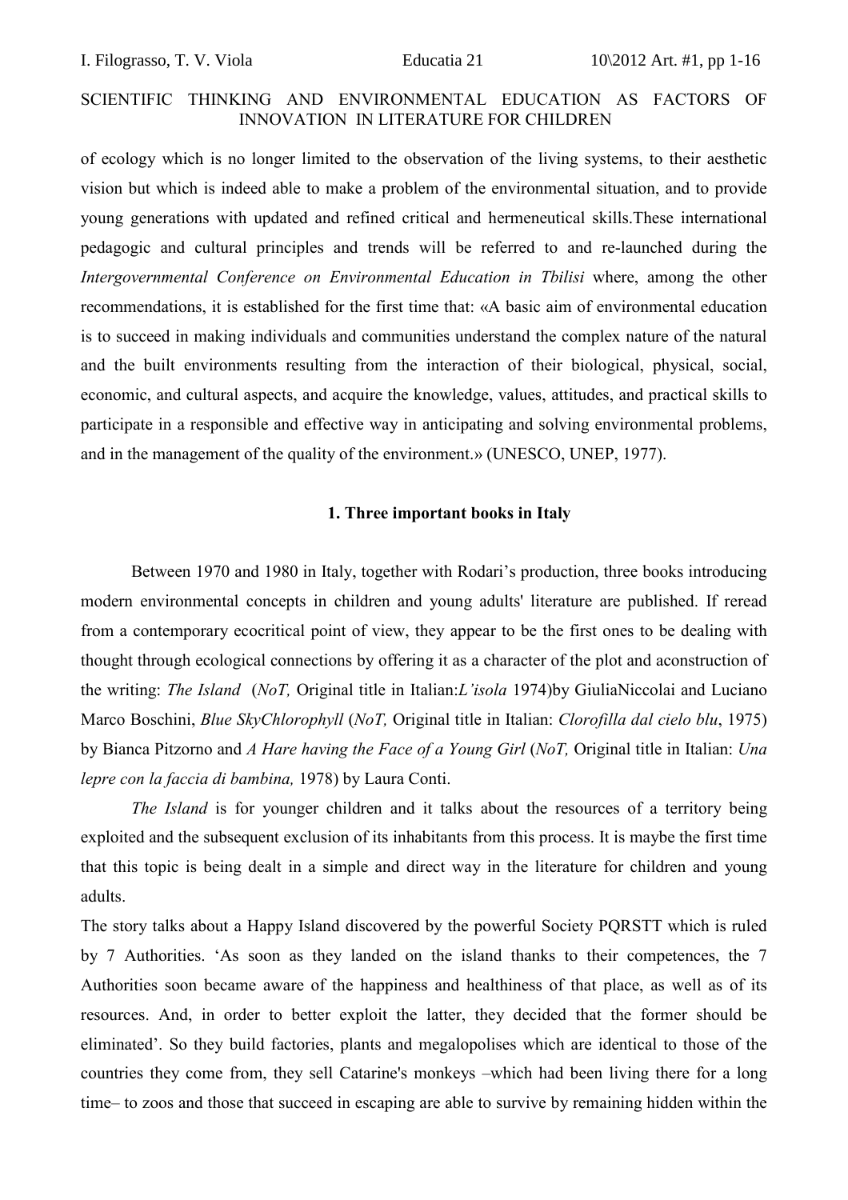of ecology which is no longer limited to the observation of the living systems, to their aesthetic vision but which is indeed able to make a problem of the environmental situation, and to provide young generations with updated and refined critical and hermeneutical skills.These international pedagogic and cultural principles and trends will be referred to and re-launched during the *Intergovernmental Conference on Environmental Education in Tbilisi* where, among the other recommendations, it is established for the first time that: «A basic aim of environmental education is to succeed in making individuals and communities understand the complex nature of the natural and the built environments resulting from the interaction of their biological, physical, social, economic, and cultural aspects, and acquire the knowledge, values, attitudes, and practical skills to participate in a responsible and effective way in anticipating and solving environmental problems, and in the management of the quality of the environment.» (UNESCO, UNEP, 1977).

## 1. Three important books in Italy

Between 1970 and 1980 in Italy, together with Rodari's production, three books introducing modern environmental concepts in children and young adults' literature are published. If reread from a contemporary ecocritical point of view, they appear to be the first ones to be dealing with thought through ecological connections by offering it as a character of the plot and aconstruction of the writing: *The Island* (*NoT,* Original title in Italian:*L'isola* 1974)by GiuliaNiccolai and Luciano Marco Boschini, *Blue SkyChlorophyll* (*NoT,* Original title in Italian: *Clorofilla dal cielo blu*, 1975) by Bianca Pitzorno and *A Hare having the Face of a Young Girl* (*NoT,* Original title in Italian: *Una lepre con la faccia di bambina,* 1978) by Laura Conti.

*The Island* is for younger children and it talks about the resources of a territory being exploited and the subsequent exclusion of its inhabitants from this process. It is maybe the first time that this topic is being dealt in a simple and direct way in the literature for children and young adults.

The story talks about a Happy Island discovered by the powerful Society PQRSTT which is ruled by 7 Authorities. 'As soon as they landed on the island thanks to their competences, the 7 Authorities soon became aware of the happiness and healthiness of that place, as well as of its resources. And, in order to better exploit the latter, they decided that the former should be eliminated'. So they build factories, plants and megalopolises which are identical to those of the countries they come from, they sell Catarine's monkeys –which had been living there for a long time– to zoos and those that succeed in escaping are able to survive by remaining hidden within the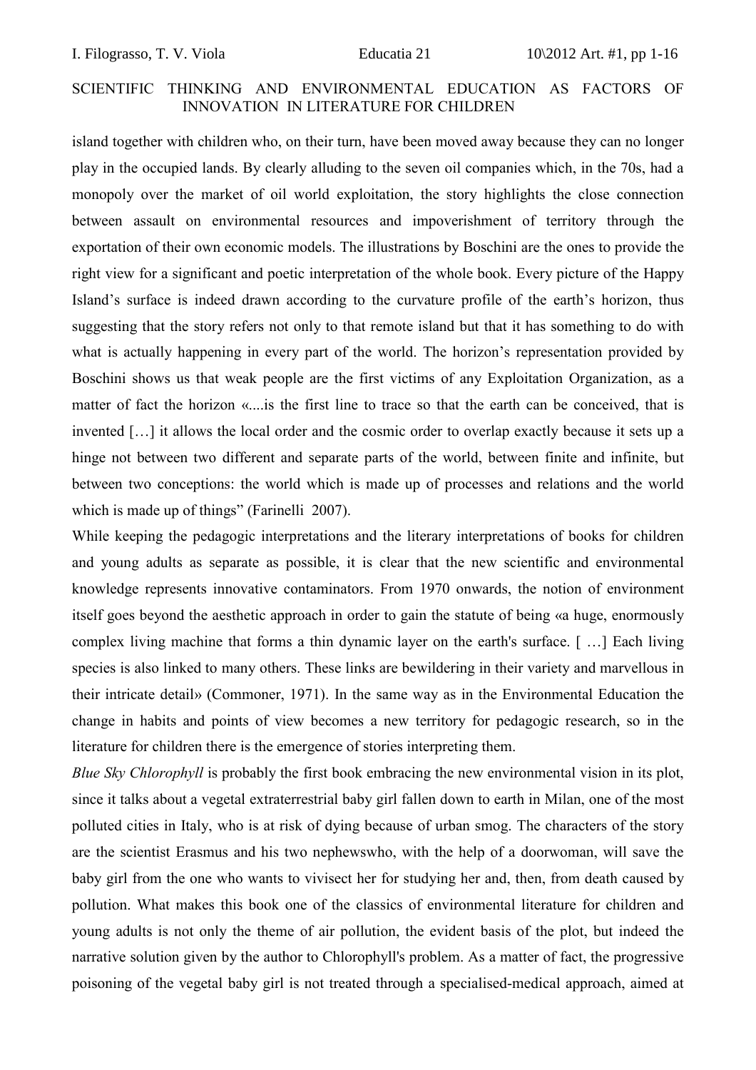island together with children who, on their turn, have been moved away because they can no longer play in the occupied lands. By clearly alluding to the seven oil companies which, in the 70s, had a monopoly over the market of oil world exploitation, the story highlights the close connection between assault on environmental resources and impoverishment of territory through the exportation of their own economic models. The illustrations by Boschini are the ones to provide the right view for a significant and poetic interpretation of the whole book. Every picture of the Happy Island's surface is indeed drawn according to the curvature profile of the earth's horizon, thus suggesting that the story refers not only to that remote island but that it has something to do with what is actually happening in every part of the world. The horizon's representation provided by Boschini shows us that weak people are the first victims of any Exploitation Organization, as a matter of fact the horizon «....is the first line to trace so that the earth can be conceived, that is invented […] it allows the local order and the cosmic order to overlap exactly because it sets up a hinge not between two different and separate parts of the world, between finite and infinite, but between two conceptions: the world which is made up of processes and relations and the world which is made up of things" (Farinelli 2007).

While keeping the pedagogic interpretations and the literary interpretations of books for children and young adults as separate as possible, it is clear that the new scientific and environmental knowledge represents innovative contaminators. From 1970 onwards, the notion of environment itself goes beyond the aesthetic approach in order to gain the statute of being «a huge, enormously complex living machine that forms a thin dynamic layer on the earth's surface. [ …] Each living species is also linked to many others. These links are bewildering in their variety and marvellous in their intricate detail» (Commoner, 1971). In the same way as in the Environmental Education the change in habits and points of view becomes a new territory for pedagogic research, so in the literature for children there is the emergence of stories interpreting them.

*Blue Sky Chlorophyll* is probably the first book embracing the new environmental vision in its plot, since it talks about a vegetal extraterrestrial baby girl fallen down to earth in Milan, one of the most polluted cities in Italy, who is at risk of dying because of urban smog. The characters of the story are the scientist Erasmus and his two nephewswho, with the help of a doorwoman, will save the baby girl from the one who wants to vivisect her for studying her and, then, from death caused by pollution. What makes this book one of the classics of environmental literature for children and young adults is not only the theme of air pollution, the evident basis of the plot, but indeed the narrative solution given by the author to Chlorophyll's problem. As a matter of fact, the progressive poisoning of the vegetal baby girl is not treated through a specialised-medical approach, aimed at